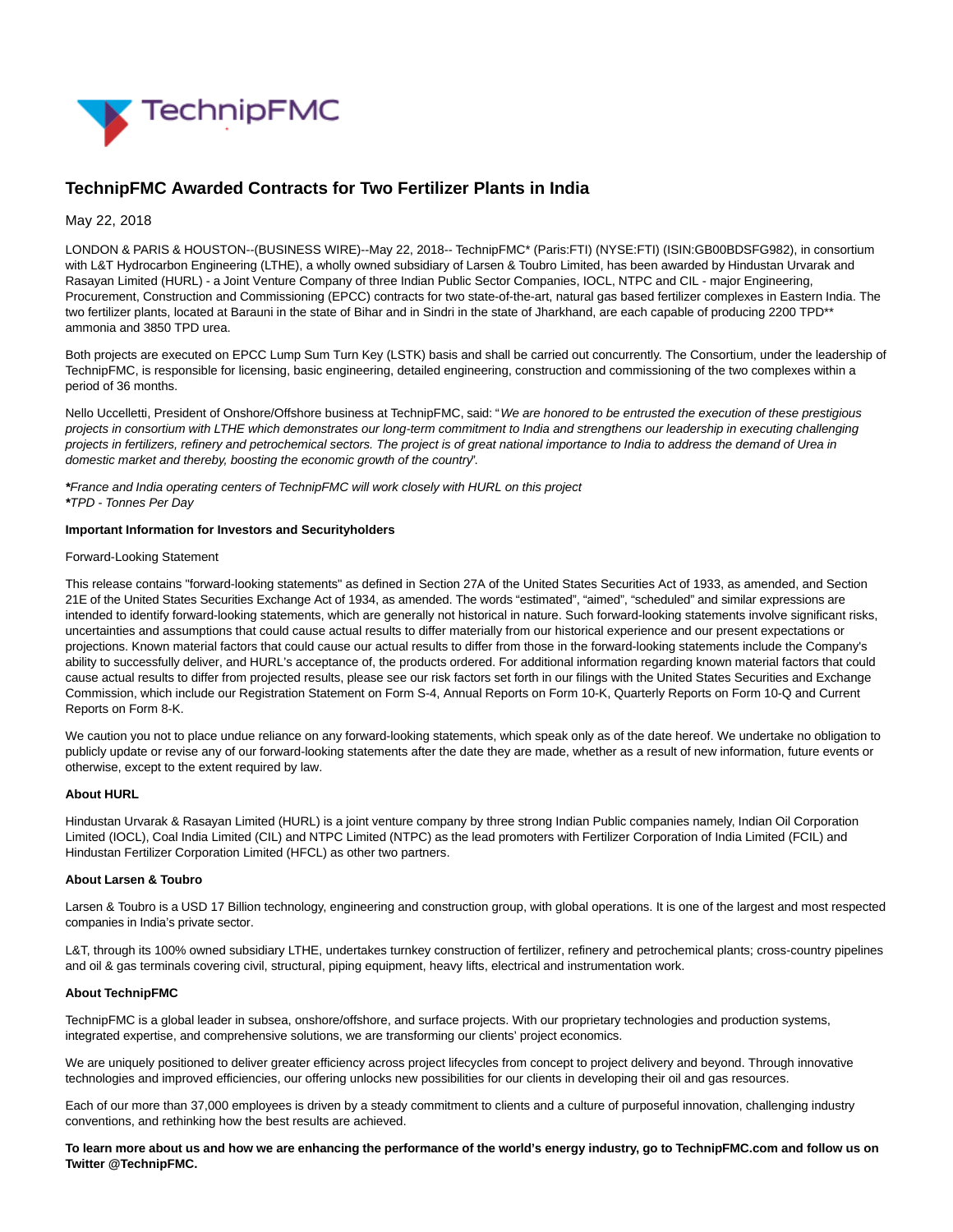# TechnipFMC Awarded Contracts for Two Fertilizer Plants in India

May 22, 2018

LONDON & PARIS & HOUSTON--(BUSINESS WIRE)--May 22, 2018-- TechnipFMC* (Paris:FTI) (NYSE:FTI) (ISIN:GB00BDSFG982), in consortium with L&T Hydrocarbon Engineering (LTHE), a wholly owned subsidiary of Larsen & Toubro Limited, has been awarded by Hindustan Urvarak and Rasayan Limited (HURL) - a Joint Venture Company of three Indian Public Sector Companies, IOCL, NTPC and CIL - major Engineering, Procurement, Construction and Commissioning (EPCC) contracts for two state-of-the-art, natural gas based fertilizer complexes in Eastern India. The two fertilizer plants, located at Barauni in the state of Bihar and in Sindri in the state of Jharkhand, are each capable of producing 2200 TPD** ammonia and 3850 TPD urea.

Both projects are executed on EPCC Lump Sum Turn Key (LSTK) basis and shall be carried out concurrently. The Consortium, under the leadership of TechnipFMC, is responsible for licensing, basic engineering, detailed engineering, construction and commissioning of the two complexes within a period of 36 months.

Nello Uccelletti, President of Onshore/Offshore business at TechnipFMC, said: "*We are honored to be entrusted the execution of these prestigious projects in consortium with LTHE which demonstrates our long-term commitment to India and strengthens our leadership in executing challenging projects in fertilizers, refinery and petrochemical sectors. The project is of great national importance to India to address the demand of Urea in domestic market and thereby, boosting the economic growth of the country*".

***France and India operating centers of TechnipFMC will work closely with HURL on this project**
***TPD - Tonnes Per Day**

**Important Information for Investors and Securityholders**

Forward-Looking Statement

This release contains "forward-looking statements" as defined in Section 27A of the United States Securities Act of 1933, as amended, and Section 21E of the United States Securities Exchange Act of 1934, as amended. The words "estimated", "aimed", "scheduled" and similar expressions are intended to identify forward-looking statements, which are generally not historical in nature. Such forward-looking statements involve significant risks, uncertainties and assumptions that could cause actual results to differ materially from our historical experience and our present expectations or projections. Known material factors that could cause our actual results to differ from those in the forward-looking statements include the Company's ability to successfully deliver, and HURL's acceptance of, the products ordered. For additional information regarding known material factors that could cause actual results to differ from projected results, please see our risk factors set forth in our filings with the United States Securities and Exchange Commission, which include our Registration Statement on Form S-4, Annual Reports on Form 10-K, Quarterly Reports on Form 10-Q and Current Reports on Form 8-K.

We caution you not to place undue reliance on any forward-looking statements, which speak only as of the date hereof. We undertake no obligation to publicly update or revise any of our forward-looking statements after the date they are made, whether as a result of new information, future events or otherwise, except to the extent required by law.

**About HURL**

Hindustan Urvarak & Rasayan Limited (HURL) is a joint venture company by three strong Indian Public companies namely, Indian Oil Corporation Limited (IOCL), Coal India Limited (CIL) and NTPC Limited (NTPC) as the lead promoters with Fertilizer Corporation of India Limited (FCIL) and Hindustan Fertilizer Corporation Limited (HFCL) as other two partners.

**About Larsen & Toubro**

Larsen & Toubro is a USD 17 Billion technology, engineering and construction group, with global operations. It is one of the largest and most respected companies in India's private sector.

L&T, through its 100% owned subsidiary LTHE, undertakes turnkey construction of fertilizer, refinery and petrochemical plants; cross-country pipelines and oil & gas terminals covering civil, structural, piping equipment, heavy lifts, electrical and instrumentation work.

**About TechnipFMC**

TechnipFMC is a global leader in subsea, onshore/offshore, and surface projects. With our proprietary technologies and production systems, integrated expertise, and comprehensive solutions, we are transforming our clients' project economics.

We are uniquely positioned to deliver greater efficiency across project lifecycles from concept to project delivery and beyond. Through innovative technologies and improved efficiencies, our offering unlocks new possibilities for our clients in developing their oil and gas resources.

Each of our more than 37,000 employees is driven by a steady commitment to clients and a culture of purposeful innovation, challenging industry conventions, and rethinking how the best results are achieved.

**To learn more about us and how we are enhancing the performance of the world's energy industry, go to TechnipFMC.com and follow us on Twitter @TechnipFMC.**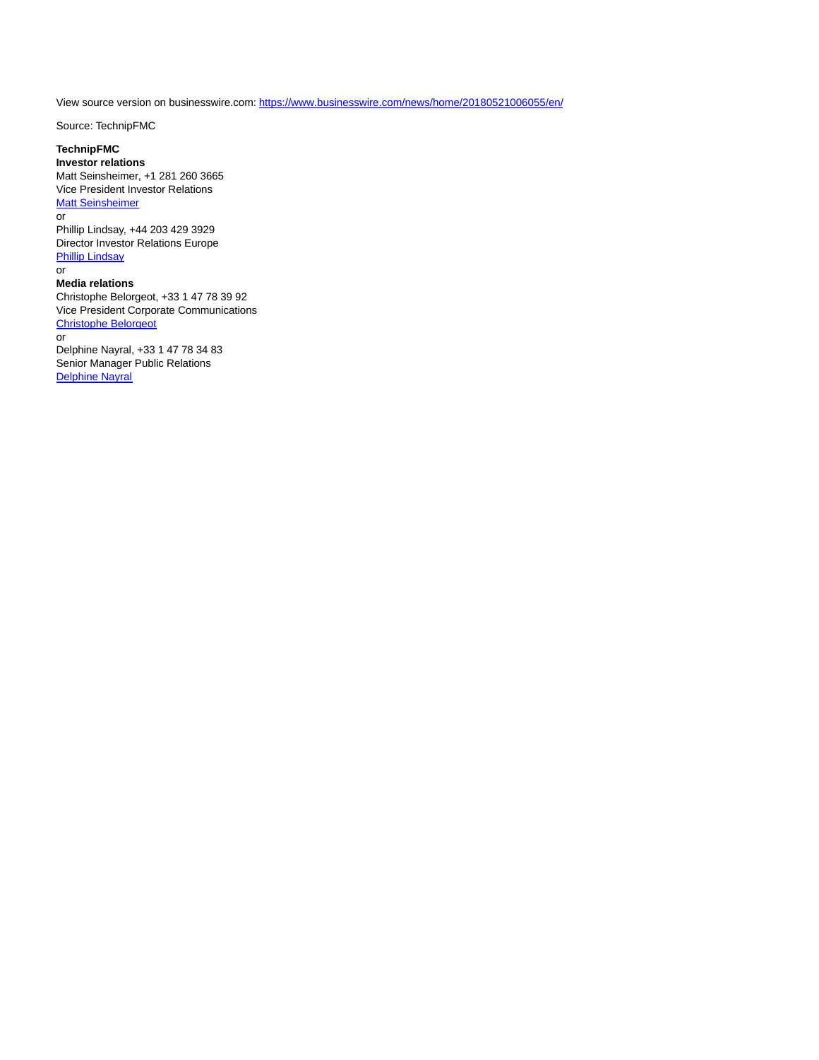View source version on businesswire.com: https://www.businesswire.com/news/home/20180521006055/en/

Source: TechnipFMC

**TechnipFMC**
**Investor relations**
Matt Seinsheimer, +1 281 260 3665
Vice President Investor Relations
Matt Seinsheimer
or
Phillip Lindsay, +44 203 429 3929
Director Investor Relations Europe
Phillip Lindsay
or
**Media relations**
Christophe Belorgeot, +33 1 47 78 39 92
Vice President Corporate Communications
Christophe Belorgeot
or
Delphine Nayral, +33 1 47 78 34 83
Senior Manager Public Relations
Delphine Nayral